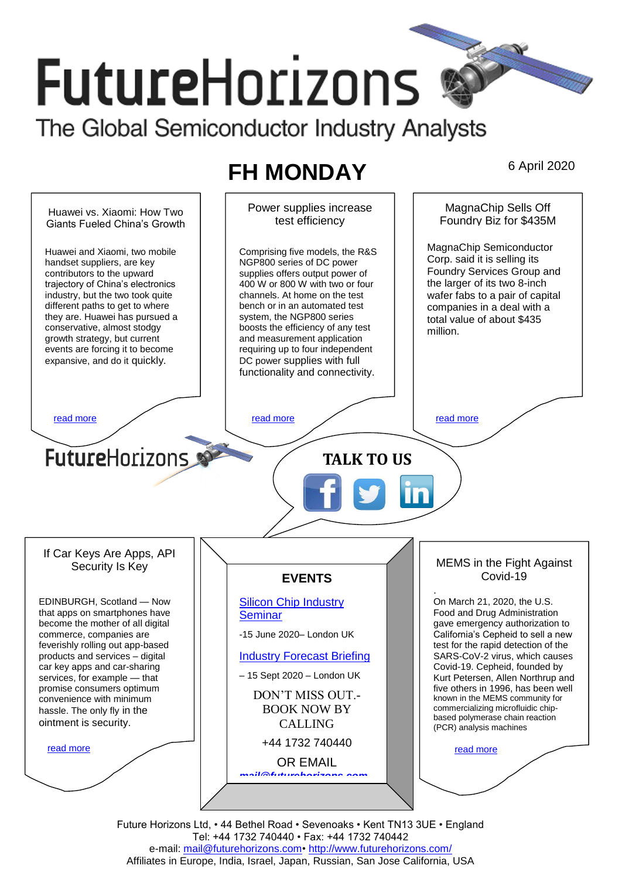# FutureHorizons

The Global Semiconductor Industry Analysts

## FH MONDAY

6 April 2020

### Huawei vs. Xiaomi: How Two Giants Fueled China's Growth

Huawei and Xiaomi, two mobile handset suppliers, are key contributors to the upward trajectory of China's electronics industry, but the two took quite different paths to get to where they are. Huawei has pursued a conservative, almost stodgy growth strategy, but current events are forcing it to become expansive, and do it quickly.

read more

### Power supplies increase test efficiency

Comprising five models, the R&S NGP800 series of DC power supplies offers output power of 400 W or 800 W with two or four channels. At home on the test bench or in an automated test system, the NGP800 series boosts the efficiency of any test and measurement application requiring up to four independent DC power supplies with full functionality and connectivity.

read more

### MagnaChip Sells Off Foundry Biz for $435M

MagnaChip Semiconductor Corp. said it is selling its Foundry Services Group and the larger of its two 8-inch wafer fabs to a pair of capital companies in a deal with a total value of about $435 million.

read more

FutureHorizons

**TALK TO US**

### If Car Keys Are Apps, API Security Is Key

EDINBURGH, Scotland — Now that apps on smartphones have become the mother of all digital commerce, companies are feverishly rolling out app-based products and services – digital car key apps and car-sharing services, for example — that promise consumers optimum convenience with minimum hassle. The only fly in the ointment is security.

read more

### EVENTS

Silicon Chip Industry Seminar

-15 June 2020– London UK

Industry Forecast Briefing

– 15 Sept 2020 – London UK

DON'T MISS OUT.- BOOK NOW BY CALLING

+44 1732 740440

OR EMAIL

mail@futurehorizons.com

### MEMS in the Fight Against Covid-19

On March 21, 2020, the U.S. Food and Drug Administration gave emergency authorization to California's Cepheid to sell a new test for the rapid detection of the SARS-CoV-2 virus, which causes Covid-19. Cepheid, founded by Kurt Petersen, Allen Northrup and five others in 1996, has been well known in the MEMS community for commercializing microfluidic chip-based polymerase chain reaction (PCR) analysis machines

read more

Future Horizons Ltd, • 44 Bethel Road • Sevenoaks • Kent TN13 3UE • England
Tel: +44 1732 740440 • Fax: +44 1732 740442
e-mail: mail@futurehorizons.com• http://www.futurehorizons.com/
Affiliates in Europe, India, Israel, Japan, Russian, San Jose California, USA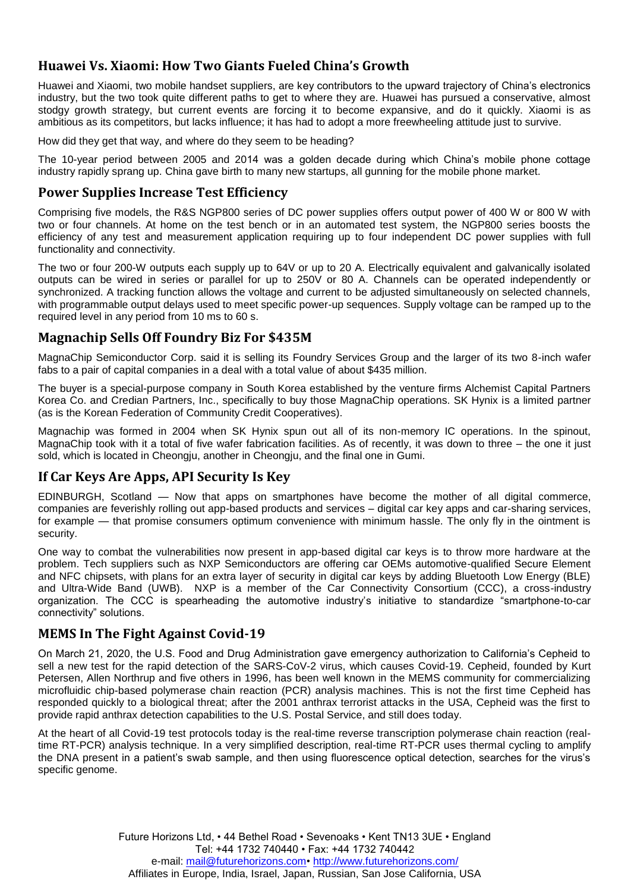## Huawei Vs. Xiaomi: How Two Giants Fueled China's Growth

Huawei and Xiaomi, two mobile handset suppliers, are key contributors to the upward trajectory of China's electronics industry, but the two took quite different paths to get to where they are. Huawei has pursued a conservative, almost stodgy growth strategy, but current events are forcing it to become expansive, and do it quickly. Xiaomi is as ambitious as its competitors, but lacks influence; it has had to adopt a more freewheeling attitude just to survive.

How did they get that way, and where do they seem to be heading?

The 10-year period between 2005 and 2014 was a golden decade during which China's mobile phone cottage industry rapidly sprang up. China gave birth to many new startups, all gunning for the mobile phone market.

## Power Supplies Increase Test Efficiency

Comprising five models, the R&S NGP800 series of DC power supplies offers output power of 400 W or 800 W with two or four channels. At home on the test bench or in an automated test system, the NGP800 series boosts the efficiency of any test and measurement application requiring up to four independent DC power supplies with full functionality and connectivity.

The two or four 200-W outputs each supply up to 64V or up to 20 A. Electrically equivalent and galvanically isolated outputs can be wired in series or parallel for up to 250V or 80 A. Channels can be operated independently or synchronized. A tracking function allows the voltage and current to be adjusted simultaneously on selected channels, with programmable output delays used to meet specific power-up sequences. Supply voltage can be ramped up to the required level in any period from 10 ms to 60 s.

## Magnachip Sells Off Foundry Biz For $435M

MagnaChip Semiconductor Corp. said it is selling its Foundry Services Group and the larger of its two 8-inch wafer fabs to a pair of capital companies in a deal with a total value of about $435 million.

The buyer is a special-purpose company in South Korea established by the venture firms Alchemist Capital Partners Korea Co. and Credian Partners, Inc., specifically to buy those MagnaChip operations. SK Hynix is a limited partner (as is the Korean Federation of Community Credit Cooperatives).

Magnachip was formed in 2004 when SK Hynix spun out all of its non-memory IC operations. In the spinout, MagnaChip took with it a total of five wafer fabrication facilities. As of recently, it was down to three – the one it just sold, which is located in Cheongju, another in Cheongju, and the final one in Gumi.

## If Car Keys Are Apps, API Security Is Key

EDINBURGH, Scotland — Now that apps on smartphones have become the mother of all digital commerce, companies are feverishly rolling out app-based products and services – digital car key apps and car-sharing services, for example — that promise consumers optimum convenience with minimum hassle. The only fly in the ointment is security.

One way to combat the vulnerabilities now present in app-based digital car keys is to throw more hardware at the problem. Tech suppliers such as NXP Semiconductors are offering car OEMs automotive-qualified Secure Element and NFC chipsets, with plans for an extra layer of security in digital car keys by adding Bluetooth Low Energy (BLE) and Ultra-Wide Band (UWB). NXP is a member of the Car Connectivity Consortium (CCC), a cross-industry organization. The CCC is spearheading the automotive industry's initiative to standardize "smartphone-to-car connectivity" solutions.

## MEMS In The Fight Against Covid-19

On March 21, 2020, the U.S. Food and Drug Administration gave emergency authorization to California's Cepheid to sell a new test for the rapid detection of the SARS-CoV-2 virus, which causes Covid-19. Cepheid, founded by Kurt Petersen, Allen Northrup and five others in 1996, has been well known in the MEMS community for commercializing microfluidic chip-based polymerase chain reaction (PCR) analysis machines. This is not the first time Cepheid has responded quickly to a biological threat; after the 2001 anthrax terrorist attacks in the USA, Cepheid was the first to provide rapid anthrax detection capabilities to the U.S. Postal Service, and still does today.

At the heart of all Covid-19 test protocols today is the real-time reverse transcription polymerase chain reaction (real-time RT-PCR) analysis technique. In a very simplified description, real-time RT-PCR uses thermal cycling to amplify the DNA present in a patient's swab sample, and then using fluorescence optical detection, searches for the virus's specific genome.

Future Horizons Ltd, • 44 Bethel Road • Sevenoaks • Kent TN13 3UE • England
Tel: +44 1732 740440 • Fax: +44 1732 740442
e-mail: mail@futurehorizons.com• http://www.futurehorizons.com/
Affiliates in Europe, India, Israel, Japan, Russian, San Jose California, USA